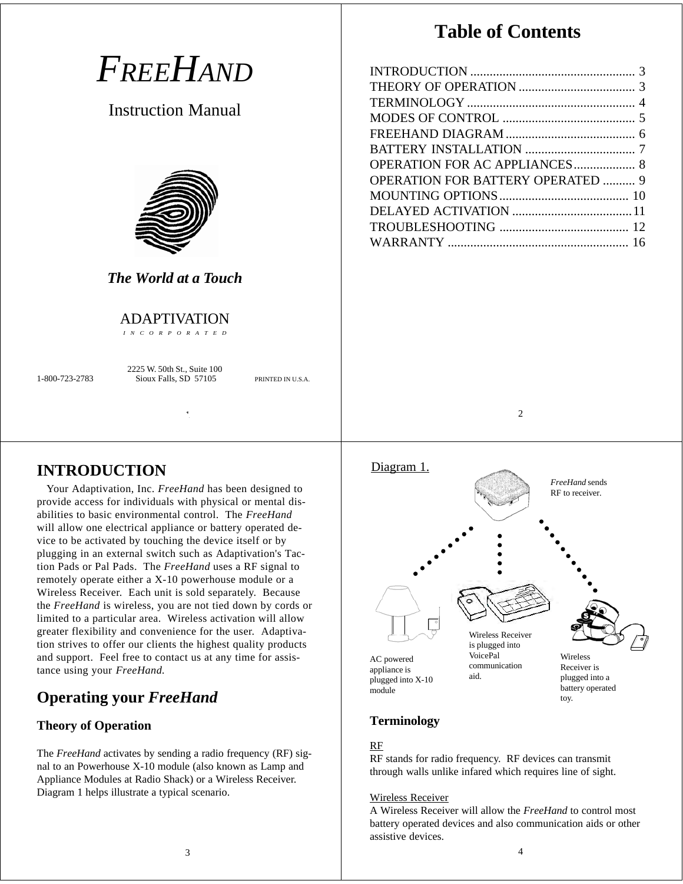# *FREEHAND*

Instruction Manual

***The World at a Touch***

ADAPTIVATION

I N C O R P O R A T E D

1-800-723-2783

2225 W. 50th St., Suite 100
Sioux Falls, SD 57105

PRINTED IN U.S.A.

# Table of Contents

| | |
|---|---|
| INTRODUCTION | 3 |
| THEORY OF OPERATION | 3 |
| TERMINOLOGY | 4 |
| MODES OF CONTROL | 5 |
| FREEHAND DIAGRAM | 6 |
| BATTERY INSTALLATION | 7 |
| OPERATION FOR AC APPLIANCES | 8 |
| OPERATION FOR BATTERY OPERATED | 9 |
| MOUNTING OPTIONS | 10 |
| DELAYED ACTIVATION | 11 |
| TROUBLESHOOTING | 12 |
| WARRANTY | 16 |

# INTRODUCTION

Your Adaptivation, Inc. *FreeHand* has been designed to provide access for individuals with physical or mental disabilities to basic environmental control. The *FreeHand* will allow one electrical appliance or battery operated device to be activated by touching the device itself or by plugging in an external switch such as Adaptivation's Taction Pads or Pal Pads. The *FreeHand* uses a RF signal to remotely operate either a X-10 powerhouse module or a Wireless Receiver. Each unit is sold separately. Because the *FreeHand* is wireless, you are not tied down by cords or limited to a particular area. Wireless activation will allow greater flexibility and convenience for the user. Adaptivation strives to offer our clients the highest quality products and support. Feel free to contact us at any time for assistance using your *FreeHand.*

## Operating your *FreeHand*

### Theory of Operation

The *FreeHand* activates by sending a radio frequency (RF) signal to an Powerhouse X-10 module (also known as Lamp and Appliance Modules at Radio Shack) or a Wireless Receiver. Diagram 1 helps illustrate a typical scenario.

Diagram 1.

*FreeHand* sends RF to receiver.

AC powered appliance is plugged into X-10 module

Wireless Receiver is plugged into VoicePal communication aid.

Wireless Receiver is plugged into a battery operated toy.

### Terminology

RF
RF stands for radio frequency. RF devices can transmit through walls unlike infared which requires line of sight.

Wireless Receiver
A Wireless Receiver will allow the *FreeHand* to control most battery operated devices and also communication aids or other assistive devices.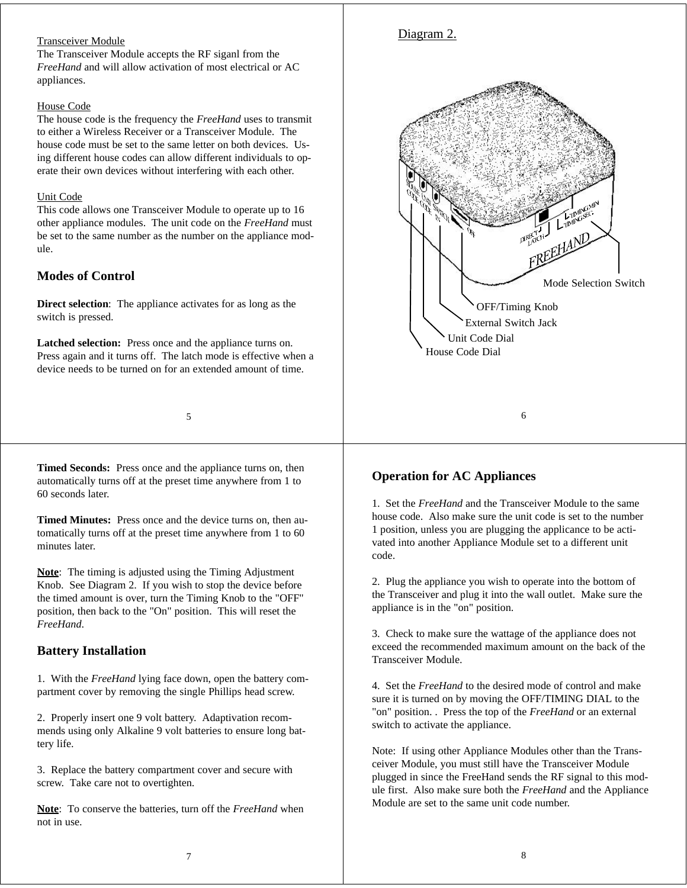Transceiver Module
The Transceiver Module accepts the RF siganl from the *FreeHand* and will allow activation of most electrical or AC appliances.

House Code
The house code is the frequency the *FreeHand* uses to transmit to either a Wireless Receiver or a Transceiver Module. The house code must be set to the same letter on both devices. Using different house codes can allow different individuals to operate their own devices without interfering with each other.

Unit Code
This code allows one Transceiver Module to operate up to 16 other appliance modules. The unit code on the *FreeHand* must be set to the same number as the number on the appliance module.

## Modes of Control

**Direct selection**: The appliance activates for as long as the switch is pressed.

**Latched selection:** Press once and the appliance turns on. Press again and it turns off. The latch mode is effective when a device needs to be turned on for an extended amount of time.

Diagram 2.

Mode Selection Switch
OFF/Timing Knob
External Switch Jack
Unit Code Dial
House Code Dial

**Timed Seconds:** Press once and the appliance turns on, then automatically turns off at the preset time anywhere from 1 to 60 seconds later.

**Timed Minutes:** Press once and the device turns on, then automatically turns off at the preset time anywhere from 1 to 60 minutes later.

**Note**: The timing is adjusted using the Timing Adjustment Knob. See Diagram 2. If you wish to stop the device before the timed amount is over, turn the Timing Knob to the "OFF" position, then back to the "On" position. This will reset the *FreeHand*.

## Battery Installation

1. With the *FreeHand* lying face down, open the battery compartment cover by removing the single Phillips head screw.

2. Properly insert one 9 volt battery. Adaptivation recommends using only Alkaline 9 volt batteries to ensure long battery life.

3. Replace the battery compartment cover and secure with screw. Take care not to overtighten.

**Note**: To conserve the batteries, turn off the *FreeHand* when not in use.

## Operation for AC Appliances

1. Set the *FreeHand* and the Transceiver Module to the same house code. Also make sure the unit code is set to the number 1 position, unless you are plugging the applicance to be activated into another Appliance Module set to a different unit code.

2. Plug the appliance you wish to operate into the bottom of the Transceiver and plug it into the wall outlet. Make sure the appliance is in the "on" position.

3. Check to make sure the wattage of the appliance does not exceed the recommended maximum amount on the back of the Transceiver Module.

4. Set the *FreeHand* to the desired mode of control and make sure it is turned on by moving the OFF/TIMING DIAL to the "on" position. . Press the top of the *FreeHand* or an external switch to activate the appliance.

Note: If using other Appliance Modules other than the Transceiver Module, you must still have the Transceiver Module plugged in since the FreeHand sends the RF signal to this module first. Also make sure both the *FreeHand* and the Appliance Module are set to the same unit code number.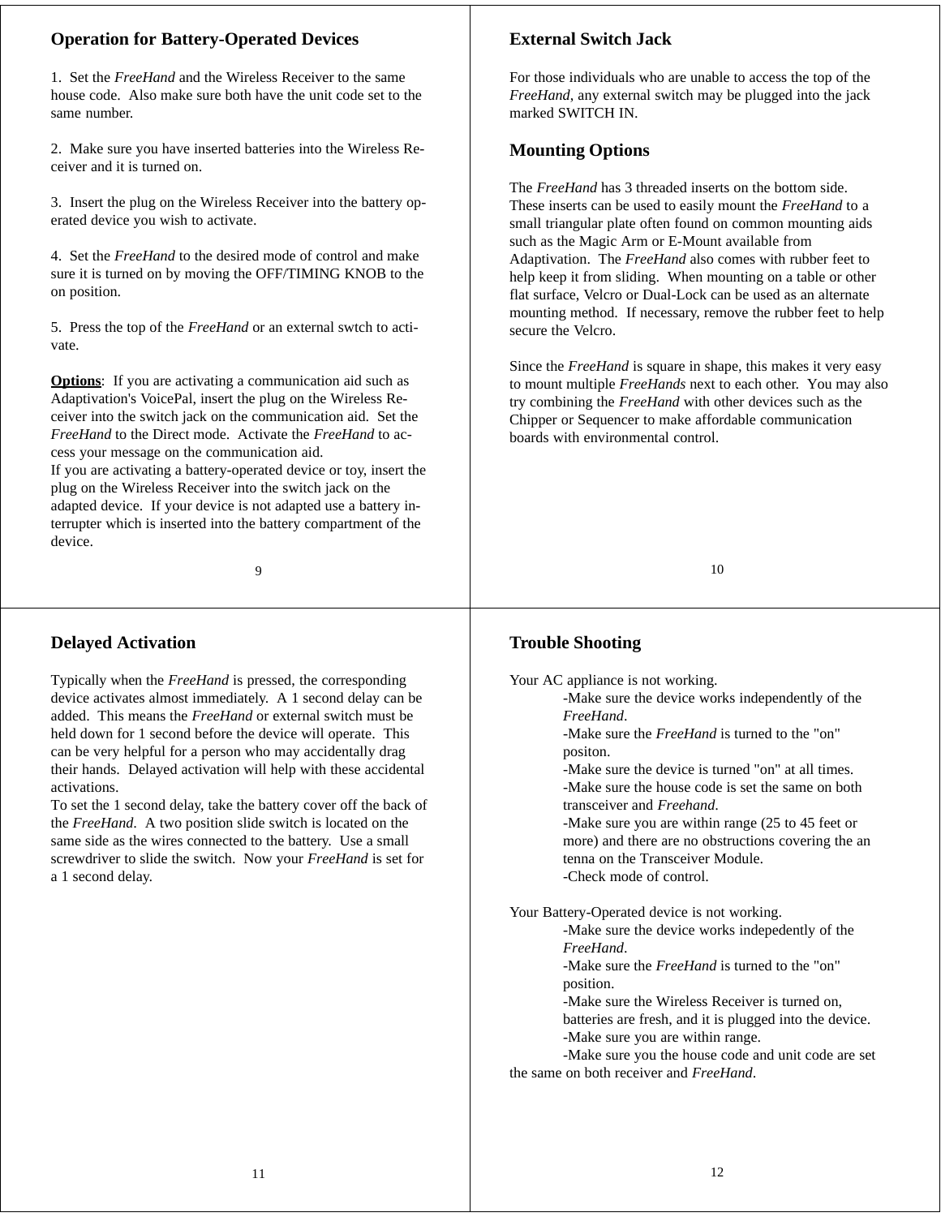## Operation for Battery-Operated Devices

1. Set the *FreeHand* and the Wireless Receiver to the same house code. Also make sure both have the unit code set to the same number.

2. Make sure you have inserted batteries into the Wireless Receiver and it is turned on.

3. Insert the plug on the Wireless Receiver into the battery operated device you wish to activate.

4. Set the *FreeHand* to the desired mode of control and make sure it is turned on by moving the OFF/TIMING KNOB to the on position.

5. Press the top of the *FreeHand* or an external swtch to activate.

**Options**: If you are activating a communication aid such as Adaptivation's VoicePal, insert the plug on the Wireless Receiver into the switch jack on the communication aid. Set the *FreeHand* to the Direct mode. Activate the *FreeHand* to access your message on the communication aid.
If you are activating a battery-operated device or toy, insert the plug on the Wireless Receiver into the switch jack on the adapted device. If your device is not adapted use a battery interrupter which is inserted into the battery compartment of the device.

## External Switch Jack

For those individuals who are unable to access the top of the *FreeHand*, any external switch may be plugged into the jack marked SWITCH IN.

## Mounting Options

The *FreeHand* has 3 threaded inserts on the bottom side. These inserts can be used to easily mount the *FreeHand* to a small triangular plate often found on common mounting aids such as the Magic Arm or E-Mount available from Adaptivation. The *FreeHand* also comes with rubber feet to help keep it from sliding. When mounting on a table or other flat surface, Velcro or Dual-Lock can be used as an alternate mounting method. If necessary, remove the rubber feet to help secure the Velcro.

Since the *FreeHand* is square in shape, this makes it very easy to mount multiple *FreeHands* next to each other. You may also try combining the *FreeHand* with other devices such as the Chipper or Sequencer to make affordable communication boards with environmental control.

## Delayed Activation

Typically when the *FreeHand* is pressed, the corresponding device activates almost immediately. A 1 second delay can be added. This means the *FreeHand* or external switch must be held down for 1 second before the device will operate. This can be very helpful for a person who may accidentally drag their hands. Delayed activation will help with these accidental activations.
To set the 1 second delay, take the battery cover off the back of the *FreeHand*. A two position slide switch is located on the same side as the wires connected to the battery. Use a small screwdriver to slide the switch. Now your *FreeHand* is set for a 1 second delay.

## Trouble Shooting

Your AC appliance is not working.
- Make sure the device works independently of the *FreeHand*.
- Make sure the *FreeHand* is turned to the "on" positon.
- Make sure the device is turned "on" at all times.
- Make sure the house code is set the same on both transceiver and *Freehand*.
- Make sure you are within range (25 to 45 feet or more) and there are no obstructions covering the an tenna on the Transceiver Module.
- Check mode of control.

Your Battery-Operated device is not working.
- Make sure the device works indepedently of the *FreeHand*.
- Make sure the *FreeHand* is turned to the "on" position.
- Make sure the Wireless Receiver is turned on, batteries are fresh, and it is plugged into the device.
- Make sure you are within range.
- Make sure you the house code and unit code are set the same on both receiver and *FreeHand*.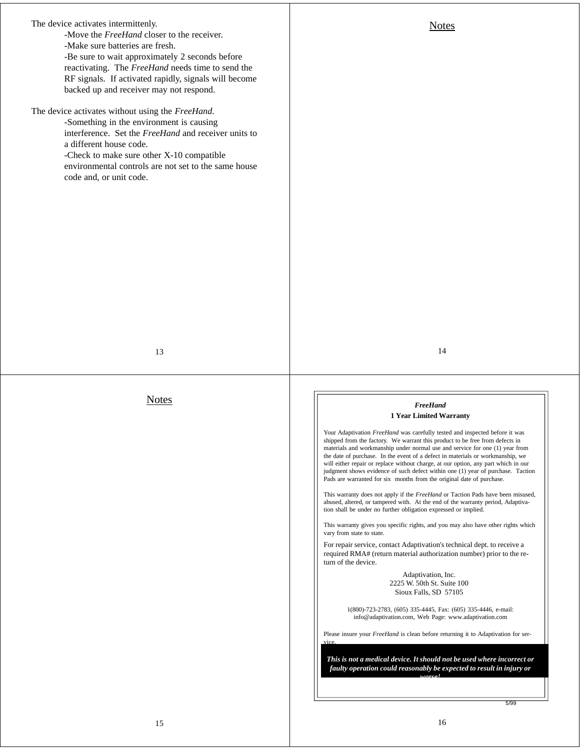The device activates intermittenly.

-Move the *FreeHand* closer to the receiver.
-Make sure batteries are fresh.
-Be sure to wait approximately 2 seconds before reactivating. The *FreeHand* needs time to send the RF signals. If activated rapidly, signals will become backed up and receiver may not respond.

The device activates without using the *FreeHand*.

-Something in the environment is causing interference. Set the *FreeHand* and receiver units to a different house code.
-Check to make sure other X-10 compatible environmental controls are not set to the same house code and, or unit code.

## Notes

## Notes

***FreeHand***

**1 Year Limited Warranty**

Your Adaptivation *FreeHand* was carefully tested and inspected before it was shipped from the factory. We warrant this product to be free from defects in materials and workmanship under normal use and service for one (1) year from the date of purchase. In the event of a defect in materials or workmanship, we will either repair or replace without charge, at our option, any part which in our judgment shows evidence of such defect within one (1) year of purchase. Taction Pads are warranted for six months from the original date of purchase.

This warranty does not apply if the *FreeHand* or Taction Pads have been misused, abused, altered, or tampered with. At the end of the warranty period, Adaptivation shall be under no further obligation expressed or implied.

This warranty gives you specific rights, and you may also have other rights which vary from state to state.

For repair service, contact Adaptivation's technical dept. to receive a required RMA# (return material authorization number) prior to the return of the device.

Adaptivation, Inc.
2225 W. 50th St. Suite 100
Sioux Falls, SD 57105

1(800)-723-2783, (605) 335-4445, Fax: (605) 335-4446, e-mail: info@adaptivation.com, Web Page: www.adaptivation.com

Please insure your *FreeHand* is clean before returning it to Adaptivation for service.

***This is not a medical device. It should not be used where incorrect or faulty operation could reasonably be expected to result in injury or worse!***

5/99